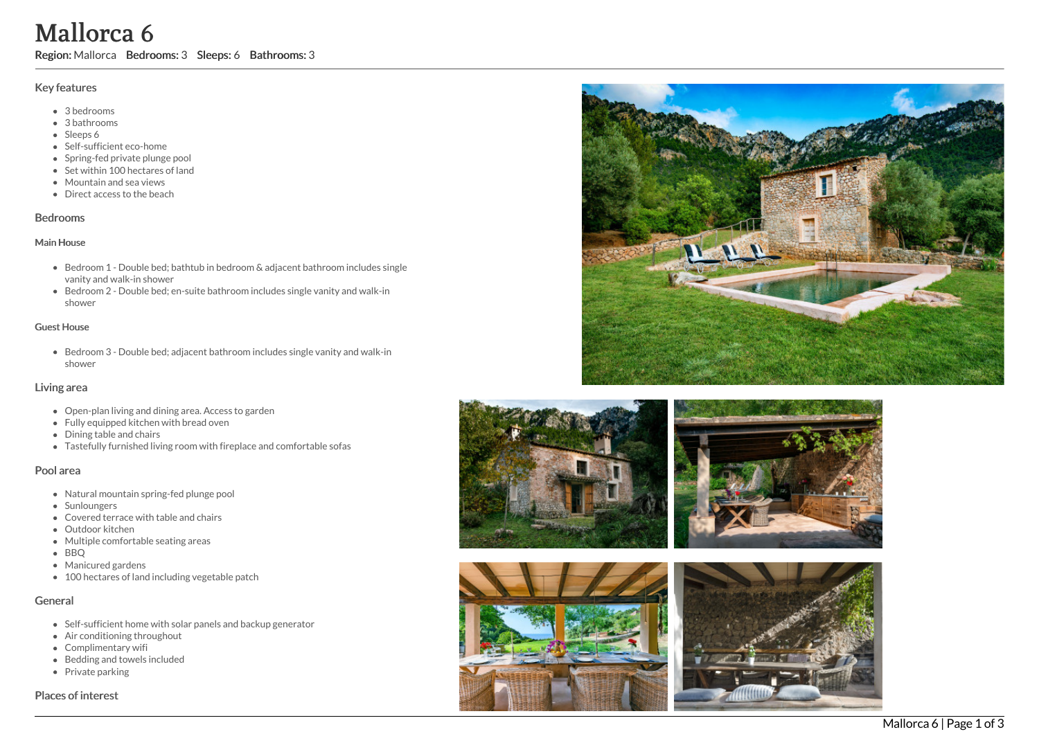# Mallorca 6

**Region:** Mallorca **Bedrooms:** 3 **Sleeps:** 6 **Bathrooms:** 3

## Key features

- 3 bedrooms
- 3 bathrooms
- Sleeps 6
- Self-sufficient eco-home
- Spring-fed private plunge pool
- Set within 100 hectares of land
- Mountain and sea views
- Direct access to the beach

## Bedrooms

### Main House

- Bedroom 1 - Double bed; bathtub in bedroom & adjacent bathroom includes single vanity and walk-in shower
- Bedroom 2 - Double bed; en-suite bathroom includes single vanity and walk-in shower

### Guest House

- Bedroom 3 - Double bed; adjacent bathroom includes single vanity and walk-in shower

## Living area

- Open-plan living and dining area. Access to garden
- Fully equipped kitchen with bread oven
- Dining table and chairs
- Tastefully furnished living room with fireplace and comfortable sofas

## Pool area

- Natural mountain spring-fed plunge pool
- Sunloungers
- Covered terrace with table and chairs
- Outdoor kitchen
- Multiple comfortable seating areas
- BBQ
- Manicured gardens
- 100 hectares of land including vegetable patch

## General

- Self-sufficient home with solar panels and backup generator
- Air conditioning throughout
- Complimentary wifi
- Bedding and towels included
- Private parking

## Places of interest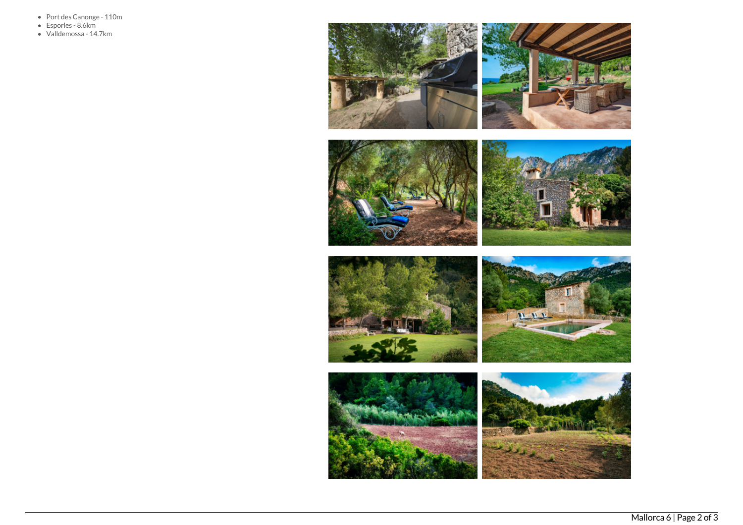- Port des Canonge - 110m
- Esporles - 8.6km
- Valldemossa - 14.7km